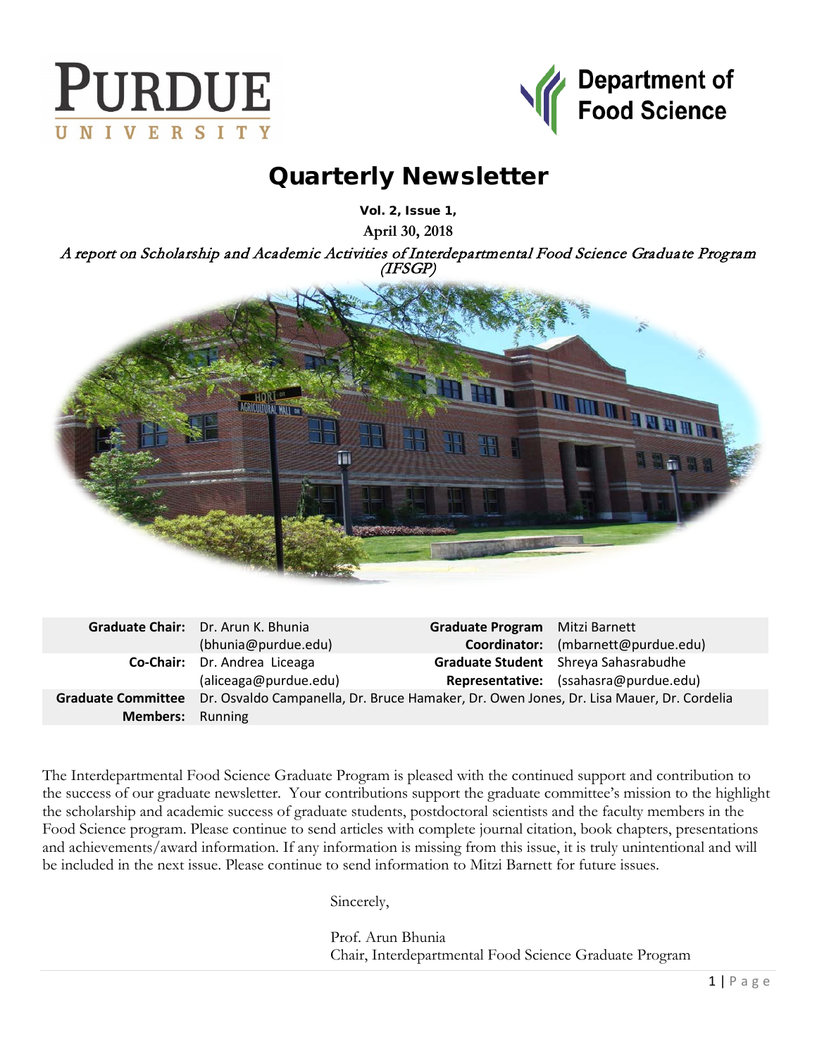# Quarterly Newsletter

**Vol. 2, Issue 1,**

**April 30, 2018**

*A report on Scholarship and Academic Activities of Interdepartmental Food Science Graduate Program (IFSGP)*

| | | | |
|---|---|---|---|
| **Graduate Chair:** | Dr. Arun K. Bhunia (bhunia@purdue.edu) | **Graduate Program Coordinator:** | Mitzi Barnett (mbarnett@purdue.edu) |
| **Co-Chair:** | Dr. Andrea Liceaga (aliceaga@purdue.edu) | **Graduate Student Representative:** | Shreya Sahasrabudhe (ssahasra@purdue.edu) |
| **Graduate Committee Members:** | Dr. Osvaldo Campanella, Dr. Bruce Hamaker, Dr. Owen Jones, Dr. Lisa Mauer, Dr. Cordelia Running | | |

The Interdepartmental Food Science Graduate Program is pleased with the continued support and contribution to the success of our graduate newsletter. Your contributions support the graduate committee's mission to the highlight the scholarship and academic success of graduate students, postdoctoral scientists and the faculty members in the Food Science program. Please continue to send articles with complete journal citation, book chapters, presentations and achievements/award information. If any information is missing from this issue, it is truly unintentional and will be included in the next issue. Please continue to send information to Mitzi Barnett for future issues.

Sincerely,

Prof. Arun Bhunia
Chair, Interdepartmental Food Science Graduate Program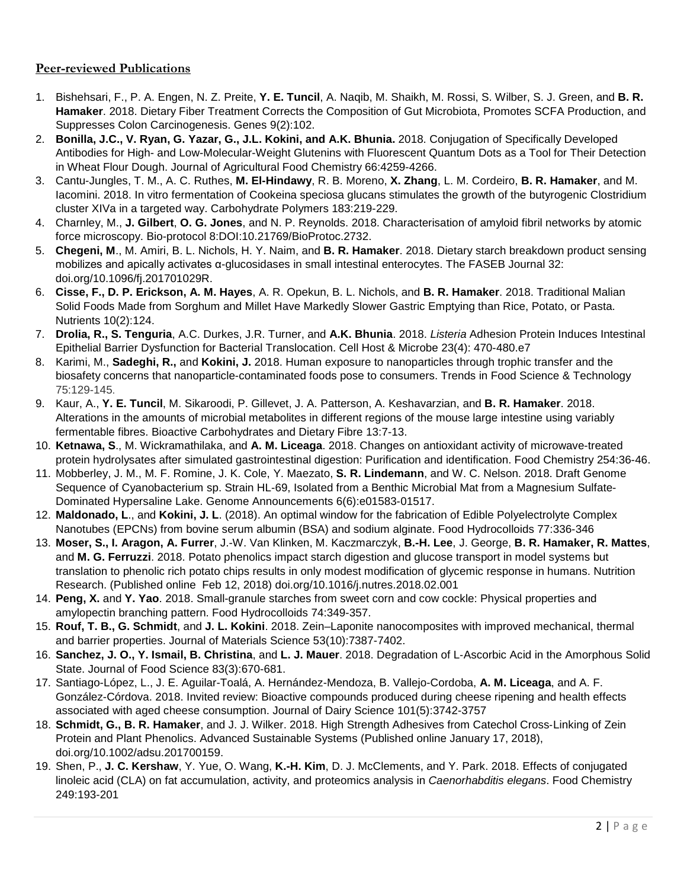## Peer-reviewed Publications

1. Bishehsari, F., P. A. Engen, N. Z. Preite, **Y. E. Tuncil**, A. Naqib, M. Shaikh, M. Rossi, S. Wilber, S. J. Green, and **B. R. Hamaker**. 2018. Dietary Fiber Treatment Corrects the Composition of Gut Microbiota, Promotes SCFA Production, and Suppresses Colon Carcinogenesis. Genes 9(2):102.
2. **Bonilla, J.C., V. Ryan, G. Yazar, G., J.L. Kokini, and A.K. Bhunia.** 2018. Conjugation of Specifically Developed Antibodies for High- and Low-Molecular-Weight Glutenins with Fluorescent Quantum Dots as a Tool for Their Detection in Wheat Flour Dough. Journal of Agricultural Food Chemistry 66:4259-4266.
3. Cantu-Jungles, T. M., A. C. Ruthes, **M. El-Hindawy**, R. B. Moreno, **X. Zhang**, L. M. Cordeiro, **B. R. Hamaker**, and M. Iacomini. 2018. In vitro fermentation of Cookeina speciosa glucans stimulates the growth of the butyrogenic Clostridium cluster XIVa in a targeted way. Carbohydrate Polymers 183:219-229.
4. Charnley, M., **J. Gilbert**, **O. G. Jones**, and N. P. Reynolds. 2018. Characterisation of amyloid fibril networks by atomic force microscopy. Bio-protocol 8:DOI:10.21769/BioProtoc.2732.
5. **Chegeni, M**., M. Amiri, B. L. Nichols, H. Y. Naim, and **B. R. Hamaker**. 2018. Dietary starch breakdown product sensing mobilizes and apically activates α-glucosidases in small intestinal enterocytes. The FASEB Journal 32: doi.org/10.1096/fj.201701029R.
6. **Cisse, F., D. P. Erickson, A. M. Hayes**, A. R. Opekun, B. L. Nichols, and **B. R. Hamaker**. 2018. Traditional Malian Solid Foods Made from Sorghum and Millet Have Markedly Slower Gastric Emptying than Rice, Potato, or Pasta. Nutrients 10(2):124.
7. **Drolia, R., S. Tenguria**, A.C. Durkes, J.R. Turner, and **A.K. Bhunia**. 2018. *Listeria* Adhesion Protein Induces Intestinal Epithelial Barrier Dysfunction for Bacterial Translocation. Cell Host & Microbe 23(4): 470-480.e7
8. Karimi, M., **Sadeghi, R.,** and **Kokini, J.** 2018. Human exposure to nanoparticles through trophic transfer and the biosafety concerns that nanoparticle-contaminated foods pose to consumers. Trends in Food Science & Technology 75:129-145.
9. Kaur, A., **Y. E. Tuncil**, M. Sikaroodi, P. Gillevet, J. A. Patterson, A. Keshavarzian, and **B. R. Hamaker**. 2018. Alterations in the amounts of microbial metabolites in different regions of the mouse large intestine using variably fermentable fibres. Bioactive Carbohydrates and Dietary Fibre 13:7-13.
10. **Ketnawa, S**., M. Wickramathilaka, and **A. M. Liceaga**. 2018. Changes on antioxidant activity of microwave-treated protein hydrolysates after simulated gastrointestinal digestion: Purification and identification. Food Chemistry 254:36-46.
11. Mobberley, J. M., M. F. Romine, J. K. Cole, Y. Maezato, **S. R. Lindemann**, and W. C. Nelson. 2018. Draft Genome Sequence of Cyanobacterium sp. Strain HL-69, Isolated from a Benthic Microbial Mat from a Magnesium Sulfate-Dominated Hypersaline Lake. Genome Announcements 6(6):e01583-01517.
12. **Maldonado, L**., and **Kokini, J. L**. (2018). An optimal window for the fabrication of Edible Polyelectrolyte Complex Nanotubes (EPCNs) from bovine serum albumin (BSA) and sodium alginate. Food Hydrocolloids 77:336-346
13. **Moser, S., I. Aragon, A. Furrer**, J.-W. Van Klinken, M. Kaczmarczyk, **B.-H. Lee**, J. George, **B. R. Hamaker, R. Mattes**, and **M. G. Ferruzzi**. 2018. Potato phenolics impact starch digestion and glucose transport in model systems but translation to phenolic rich potato chips results in only modest modification of glycemic response in humans. Nutrition Research. (Published online Feb 12, 2018) doi.org/10.1016/j.nutres.2018.02.001
14. **Peng, X.** and **Y. Yao**. 2018. Small-granule starches from sweet corn and cow cockle: Physical properties and amylopectin branching pattern. Food Hydrocolloids 74:349-357.
15. **Rouf, T. B., G. Schmidt**, and **J. L. Kokini**. 2018. Zein–Laponite nanocomposites with improved mechanical, thermal and barrier properties. Journal of Materials Science 53(10):7387-7402.
16. **Sanchez, J. O., Y. Ismail, B. Christina**, and **L. J. Mauer**. 2018. Degradation of L-Ascorbic Acid in the Amorphous Solid State. Journal of Food Science 83(3):670-681.
17. Santiago-López, L., J. E. Aguilar-Toalá, A. Hernández-Mendoza, B. Vallejo-Cordoba, **A. M. Liceaga**, and A. F. González-Córdova. 2018. Invited review: Bioactive compounds produced during cheese ripening and health effects associated with aged cheese consumption. Journal of Dairy Science 101(5):3742-3757
18. **Schmidt, G., B. R. Hamaker**, and J. J. Wilker. 2018. High Strength Adhesives from Catechol Cross-Linking of Zein Protein and Plant Phenolics. Advanced Sustainable Systems (Published online January 17, 2018), doi.org/10.1002/adsu.201700159.
19. Shen, P., **J. C. Kershaw**, Y. Yue, O. Wang, **K.-H. Kim**, D. J. McClements, and Y. Park. 2018. Effects of conjugated linoleic acid (CLA) on fat accumulation, activity, and proteomics analysis in *Caenorhabditis elegans*. Food Chemistry 249:193-201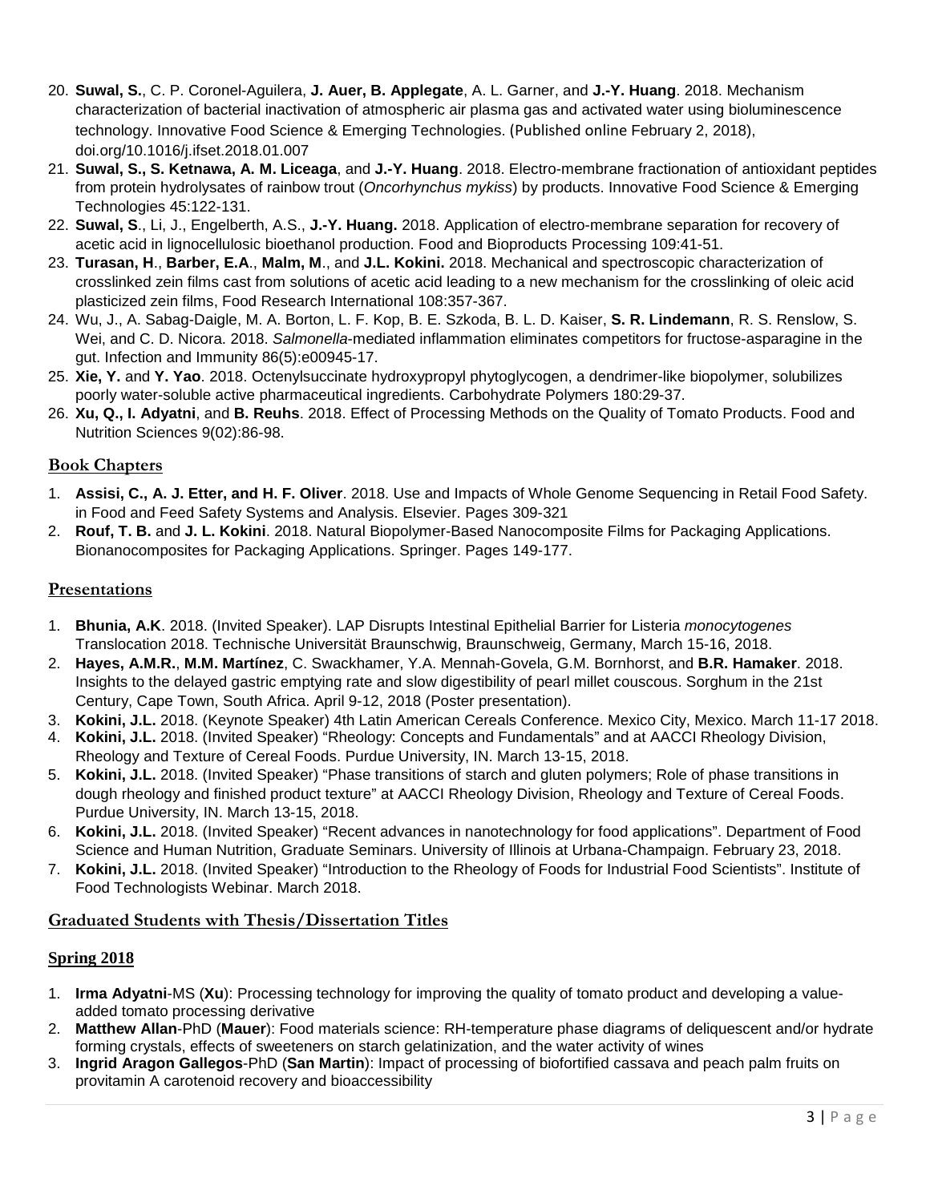20. **Suwal, S.**, C. P. Coronel-Aguilera, **J. Auer, B. Applegate**, A. L. Garner, and **J.-Y. Huang**. 2018. Mechanism characterization of bacterial inactivation of atmospheric air plasma gas and activated water using bioluminescence technology. Innovative Food Science & Emerging Technologies. (Published online February 2, 2018), doi.org/10.1016/j.ifset.2018.01.007
21. **Suwal, S., S. Ketnawa, A. M. Liceaga**, and **J.-Y. Huang**. 2018. Electro-membrane fractionation of antioxidant peptides from protein hydrolysates of rainbow trout (*Oncorhynchus mykiss*) by products. Innovative Food Science & Emerging Technologies 45:122-131.
22. **Suwal, S**., Li, J., Engelberth, A.S., **J.-Y. Huang.** 2018. Application of electro-membrane separation for recovery of acetic acid in lignocellulosic bioethanol production. Food and Bioproducts Processing 109:41-51.
23. **Turasan, H**., **Barber, E.A**., **Malm, M**., and **J.L. Kokini.** 2018. Mechanical and spectroscopic characterization of crosslinked zein films cast from solutions of acetic acid leading to a new mechanism for the crosslinking of oleic acid plasticized zein films, Food Research International 108:357-367.
24. Wu, J., A. Sabag-Daigle, M. A. Borton, L. F. Kop, B. E. Szkoda, B. L. D. Kaiser, **S. R. Lindemann**, R. S. Renslow, S. Wei, and C. D. Nicora. 2018. *Salmonella*-mediated inflammation eliminates competitors for fructose-asparagine in the gut. Infection and Immunity 86(5):e00945-17.
25. **Xie, Y.** and **Y. Yao**. 2018. Octenylsuccinate hydroxypropyl phytoglycogen, a dendrimer-like biopolymer, solubilizes poorly water-soluble active pharmaceutical ingredients. Carbohydrate Polymers 180:29-37.
26. **Xu, Q., I. Adyatni**, and **B. Reuhs**. 2018. Effect of Processing Methods on the Quality of Tomato Products. Food and Nutrition Sciences 9(02):86-98.

## Book Chapters

1. **Assisi, C., A. J. Etter, and H. F. Oliver**. 2018. Use and Impacts of Whole Genome Sequencing in Retail Food Safety. in Food and Feed Safety Systems and Analysis. Elsevier. Pages 309-321
2. **Rouf, T. B.** and **J. L. Kokini**. 2018. Natural Biopolymer-Based Nanocomposite Films for Packaging Applications. Bionanocomposites for Packaging Applications. Springer. Pages 149-177.

## Presentations

1. **Bhunia, A.K**. 2018. (Invited Speaker). LAP Disrupts Intestinal Epithelial Barrier for Listeria *monocytogenes* Translocation 2018. Technische Universität Braunschweig, Braunschweig, Germany, March 15-16, 2018.
2. **Hayes, A.M.R.**, **M.M. Martínez**, C. Swackhamer, Y.A. Mennah-Govela, G.M. Bornhorst, and **B.R. Hamaker**. 2018. Insights to the delayed gastric emptying rate and slow digestibility of pearl millet couscous. Sorghum in the 21st Century, Cape Town, South Africa. April 9-12, 2018 (Poster presentation).
3. **Kokini, J.L.** 2018. (Keynote Speaker) 4th Latin American Cereals Conference. Mexico City, Mexico. March 11-17 2018.
4. **Kokini, J.L.** 2018. (Invited Speaker) "Rheology: Concepts and Fundamentals" and at AACCI Rheology Division, Rheology and Texture of Cereal Foods. Purdue University, IN. March 13-15, 2018.
5. **Kokini, J.L.** 2018. (Invited Speaker) "Phase transitions of starch and gluten polymers; Role of phase transitions in dough rheology and finished product texture" at AACCI Rheology Division, Rheology and Texture of Cereal Foods. Purdue University, IN. March 13-15, 2018.
6. **Kokini, J.L.** 2018. (Invited Speaker) "Recent advances in nanotechnology for food applications". Department of Food Science and Human Nutrition, Graduate Seminars. University of Illinois at Urbana-Champaign. February 23, 2018.
7. **Kokini, J.L.** 2018. (Invited Speaker) "Introduction to the Rheology of Foods for Industrial Food Scientists". Institute of Food Technologists Webinar. March 2018.

## Graduated Students with Thesis/Dissertation Titles

### Spring 2018

1. **Irma Adyatni**-MS (**Xu**): Processing technology for improving the quality of tomato product and developing a value-added tomato processing derivative
2. **Matthew Allan**-PhD (**Mauer**): Food materials science: RH-temperature phase diagrams of deliquescent and/or hydrate forming crystals, effects of sweeteners on starch gelatinization, and the water activity of wines
3. **Ingrid Aragon Gallegos**-PhD (**San Martin**): Impact of processing of biofortified cassava and peach palm fruits on provitamin A carotenoid recovery and bioaccessibility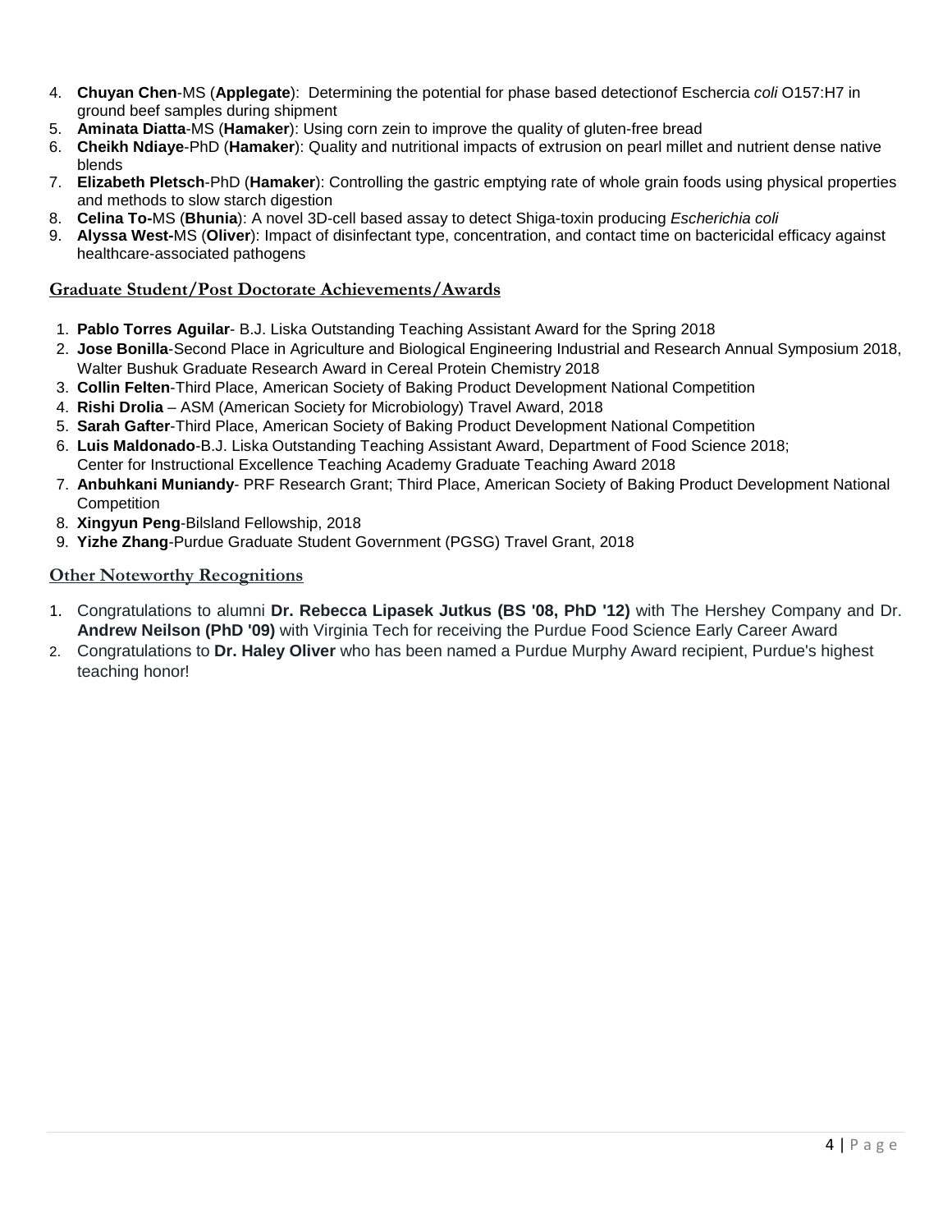4. **Chuyan Chen**-MS (**Applegate**): Determining the potential for phase based detectionof Eschercia *coli* O157:H7 in ground beef samples during shipment
5. **Aminata Diatta**-MS (**Hamaker**): Using corn zein to improve the quality of gluten-free bread
6. **Cheikh Ndiaye**-PhD (**Hamaker**): Quality and nutritional impacts of extrusion on pearl millet and nutrient dense native blends
7. **Elizabeth Pletsch**-PhD (**Hamaker**): Controlling the gastric emptying rate of whole grain foods using physical properties and methods to slow starch digestion
8. **Celina To-**MS (**Bhunia**): A novel 3D-cell based assay to detect Shiga-toxin producing *Escherichia coli*
9. **Alyssa West-**MS (**Oliver**): Impact of disinfectant type, concentration, and contact time on bactericidal efficacy against healthcare-associated pathogens

## Graduate Student/Post Doctorate Achievements/Awards

1. **Pablo Torres Aguilar**- B.J. Liska Outstanding Teaching Assistant Award for the Spring 2018
2. **Jose Bonilla**-Second Place in Agriculture and Biological Engineering Industrial and Research Annual Symposium 2018, Walter Bushuk Graduate Research Award in Cereal Protein Chemistry 2018
3. **Collin Felten**-Third Place, American Society of Baking Product Development National Competition
4. **Rishi Drolia** – ASM (American Society for Microbiology) Travel Award, 2018
5. **Sarah Gafter**-Third Place, American Society of Baking Product Development National Competition
6. **Luis Maldonado**-B.J. Liska Outstanding Teaching Assistant Award, Department of Food Science 2018; Center for Instructional Excellence Teaching Academy Graduate Teaching Award 2018
7. **Anbuhkani Muniandy**- PRF Research Grant; Third Place, American Society of Baking Product Development National Competition
8. **Xingyun Peng**-Bilsland Fellowship, 2018
9. **Yizhe Zhang**-Purdue Graduate Student Government (PGSG) Travel Grant, 2018

## Other Noteworthy Recognitions

1. Congratulations to alumni **Dr. Rebecca Lipasek Jutkus (BS '08, PhD '12)** with The Hershey Company and Dr. **Andrew Neilson (PhD '09)** with Virginia Tech for receiving the Purdue Food Science Early Career Award
2. Congratulations to **Dr. Haley Oliver** who has been named a Purdue Murphy Award recipient, Purdue's highest teaching honor!